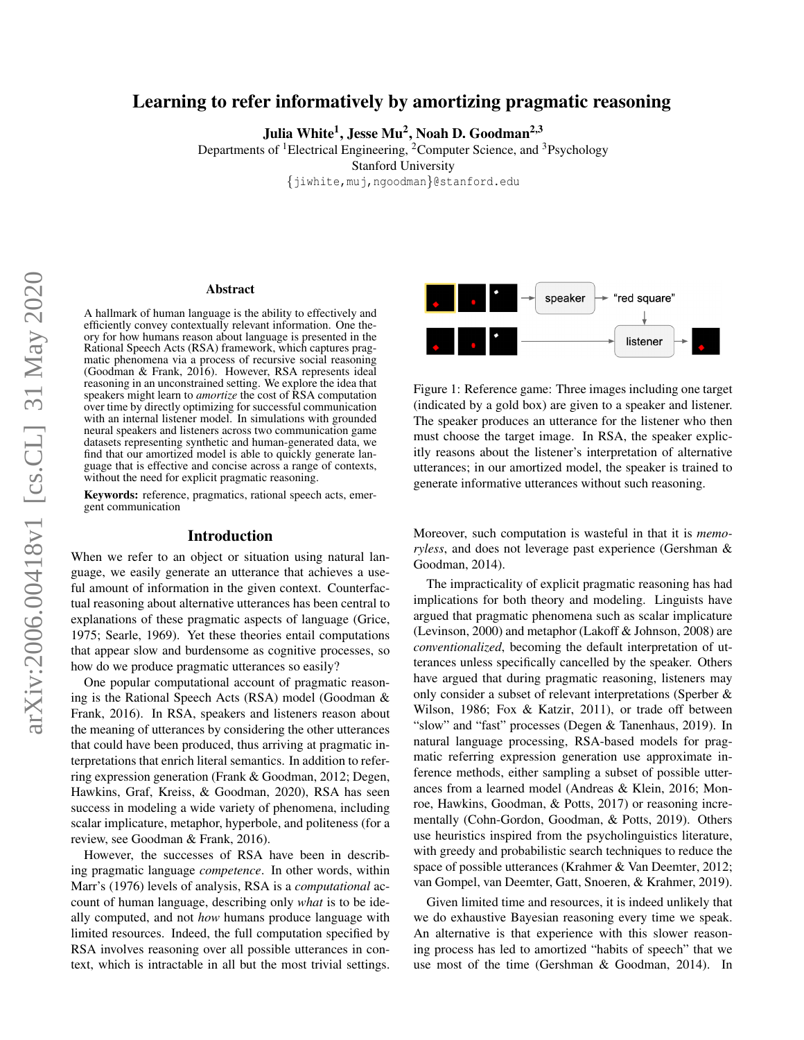# Learning to refer informatively by amortizing pragmatic reasoning

**Julia White[1], Jesse Mu[2], Noah D. Goodman[2,3]**

Departments of [1]Electrical Engineering, [2]Computer Science, and [3]Psychology
Stanford University
{jiwhite,muj,ngoodman}@stanford.edu

## Abstract

A hallmark of human language is the ability to effectively and efficiently convey contextually relevant information. One theory for how humans reason about language is presented in the Rational Speech Acts (RSA) framework, which captures pragmatic phenomena via a process of recursive social reasoning (Goodman & Frank, 2016). However, RSA represents ideal reasoning in an unconstrained setting. We explore the idea that speakers might learn to *amortize* the cost of RSA computation over time by directly optimizing for successful communication with an internal listener model. In simulations with grounded neural speakers and listeners across two communication game datasets representing synthetic and human-generated data, we find that our amortized model is able to quickly generate language that is effective and concise across a range of contexts, without the need for explicit pragmatic reasoning.

**Keywords:** reference, pragmatics, rational speech acts, emergent communication

Figure 1: Reference game: Three images including one target (indicated by a gold box) are given to a speaker and listener. The speaker produces an utterance for the listener who then must choose the target image. In RSA, the speaker explicitly reasons about the listener's interpretation of alternative utterances; in our amortized model, the speaker is trained to generate informative utterances without such reasoning.

## Introduction

When we refer to an object or situation using natural language, we easily generate an utterance that achieves a useful amount of information in the given context. Counterfactual reasoning about alternative utterances has been central to explanations of these pragmatic aspects of language (Grice, 1975; Searle, 1969). Yet these theories entail computations that appear slow and burdensome as cognitive processes, so how do we produce pragmatic utterances so easily?

One popular computational account of pragmatic reasoning is the Rational Speech Acts (RSA) model (Goodman & Frank, 2016). In RSA, speakers and listeners reason about the meaning of utterances by considering the other utterances that could have been produced, thus arriving at pragmatic interpretations that enrich literal semantics. In addition to referring expression generation (Frank & Goodman, 2012; Degen, Hawkins, Graf, Kreiss, & Goodman, 2020), RSA has seen success in modeling a wide variety of phenomena, including scalar implicature, metaphor, hyperbole, and politeness (for a review, see Goodman & Frank, 2016).

However, the successes of RSA have been in describing pragmatic language *competence*. In other words, within Marr's (1976) levels of analysis, RSA is a *computational* account of human language, describing only *what* is to be ideally computed, and not *how* humans produce language with limited resources. Indeed, the full computation specified by RSA involves reasoning over all possible utterances in context, which is intractable in all but the most trivial settings. Moreover, such computation is wasteful in that it is *memoryless*, and does not leverage past experience (Gershman & Goodman, 2014).

The impracticality of explicit pragmatic reasoning has had implications for both theory and modeling. Linguists have argued that pragmatic phenomena such as scalar implicature (Levinson, 2000) and metaphor (Lakoff & Johnson, 2008) are *conventionalized*, becoming the default interpretation of utterances unless specifically cancelled by the speaker. Others have argued that during pragmatic reasoning, listeners may only consider a subset of relevant interpretations (Sperber & Wilson, 1986; Fox & Katzir, 2011), or trade off between "slow" and "fast" processes (Degen & Tanenhaus, 2019). In natural language processing, RSA-based models for pragmatic referring expression generation use approximate inference methods, either sampling a subset of possible utterances from a learned model (Andreas & Klein, 2016; Monroe, Hawkins, Goodman, & Potts, 2017) or reasoning incrementally (Cohn-Gordon, Goodman, & Potts, 2019). Others use heuristics inspired from the psycholinguistics literature, with greedy and probabilistic search techniques to reduce the space of possible utterances (Krahmer & Van Deemter, 2012; van Gompel, van Deemter, Gatt, Snoeren, & Krahmer, 2019).

Given limited time and resources, it is indeed unlikely that we do exhaustive Bayesian reasoning every time we speak. An alternative is that experience with this slower reasoning process has led to amortized "habits of speech" that we use most of the time (Gershman & Goodman, 2014). In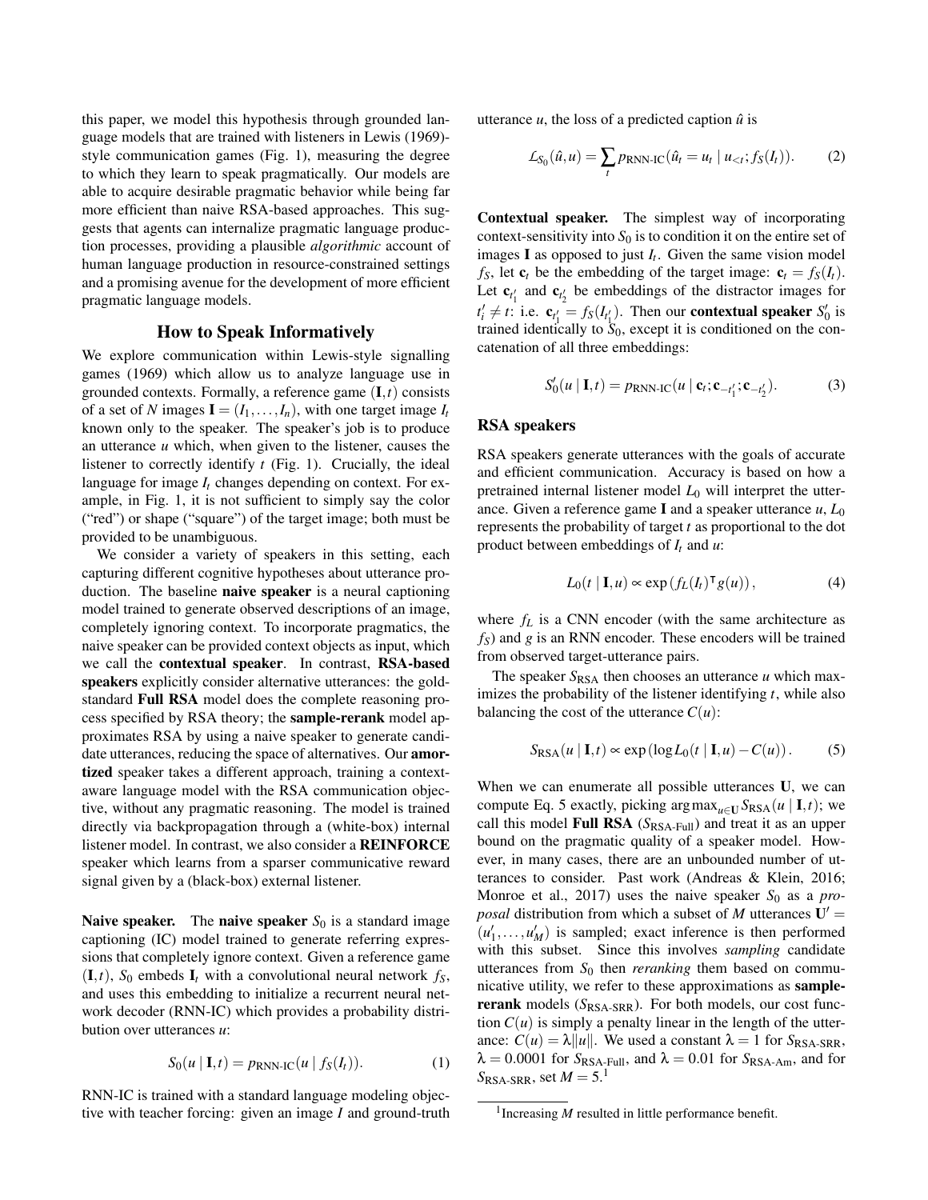this paper, we model this hypothesis through grounded language models that are trained with listeners in Lewis (1969)-style communication games (Fig. 1), measuring the degree to which they learn to speak pragmatically. Our models are able to acquire desirable pragmatic behavior while being far more efficient than naive RSA-based approaches. This suggests that agents can internalize pragmatic language production processes, providing a plausible *algorithmic* account of human language production in resource-constrained settings and a promising avenue for the development of more efficient pragmatic language models.

## How to Speak Informatively

We explore communication within Lewis-style signalling games (1969) which allow us to analyze language use in grounded contexts. Formally, a reference game $(\mathbf{I}, t)$ consists of a set of $N$ images $\mathbf{I} = (I_1, \ldots, I_n)$, with one target image $I_t$ known only to the speaker. The speaker's job is to produce an utterance $u$ which, when given to the listener, causes the listener to correctly identify $t$ (Fig. 1). Crucially, the ideal language for image $I_t$ changes depending on context. For example, in Fig. 1, it is not sufficient to simply say the color ("red") or shape ("square") of the target image; both must be provided to be unambiguous.

We consider a variety of speakers in this setting, each capturing different cognitive hypotheses about utterance production. The baseline **naive speaker** is a neural captioning model trained to generate observed descriptions of an image, completely ignoring context. To incorporate pragmatics, the naive speaker can be provided context objects as input, which we call the **contextual speaker**. In contrast, **RSA-based speakers** explicitly consider alternative utterances: the gold-standard **Full RSA** model does the complete reasoning process specified by RSA theory; the **sample-rerank** model approximates RSA by using a naive speaker to generate candidate utterances, reducing the space of alternatives. Our **amortized** speaker takes a different approach, training a context-aware language model with the RSA communication objective, without any pragmatic reasoning. The model is trained directly via backpropagation through a (white-box) internal listener model. In contrast, we also consider a **REINFORCE** speaker which learns from a sparser communicative reward signal given by a (black-box) external listener.

**Naive speaker.** The **naive speaker** $S_0$ is a standard image captioning (IC) model trained to generate referring expressions that completely ignore context. Given a reference game $(\mathbf{I}, t)$, $S_0$ embeds $\mathbf{I}_t$ with a convolutional neural network $f_S$, and uses this embedding to initialize a recurrent neural network decoder (RNN-IC) which provides a probability distribution over utterances $u$:

$$S_0(u \mid \mathbf{I}, t) = p_{\text{RNN-IC}}(u \mid f_S(I_t)). \tag{1}$$

RNN-IC is trained with a standard language modeling objective with teacher forcing: given an image $I$ and ground-truth utterance $u$, the loss of a predicted caption $\hat{u}$ is

$$\mathcal{L}_{S_0}(\hat{u}, u) = \sum_t p_{\text{RNN-IC}}(\hat{u}_t = u_t \mid u_{<t}; f_S(I_t)). \tag{2}$$

**Contextual speaker.** The simplest way of incorporating context-sensitivity into $S_0$ is to condition it on the entire set of images $\mathbf{I}$ as opposed to just $I_t$. Given the same vision model $f_S$, let $\mathbf{c}_t$ be the embedding of the target image: $\mathbf{c}_t = f_S(I_t)$. Let $\mathbf{c}_{t'_1}$ and $\mathbf{c}_{t'_2}$ be embeddings of the distractor images for $t'_i \neq t$: i.e. $\mathbf{c}_{t'_1} = f_S(I_{t'_1})$. Then our **contextual speaker** $S'_0$ is trained identically to $S_0$, except it is conditioned on the concatenation of all three embeddings:

$$S'_0(u \mid \mathbf{I}, t) = p_{\text{RNN-IC}}(u \mid \mathbf{c}_t; \mathbf{c}_{-t'_1}; \mathbf{c}_{-t'_2}). \tag{3}$$

### RSA speakers

RSA speakers generate utterances with the goals of accurate and efficient communication. Accuracy is based on how a pretrained internal listener model $L_0$ will interpret the utterance. Given a reference game $\mathbf{I}$ and a speaker utterance $u$, $L_0$ represents the probability of target $t$ as proportional to the dot product between embeddings of $I_t$ and $u$:

$$L_0(t \mid \mathbf{I}, u) \propto \exp\left(f_L(I_t)^\intercal g(u)\right), \tag{4}$$

where $f_L$ is a CNN encoder (with the same architecture as $f_S$) and $g$ is an RNN encoder. These encoders will be trained from observed target-utterance pairs.

The speaker $S_{\text{RSA}}$ then chooses an utterance $u$ which maximizes the probability of the listener identifying $t$, while also balancing the cost of the utterance $C(u)$:

$$S_{\text{RSA}}(u \mid \mathbf{I}, t) \propto \exp\left(\log L_0(t \mid \mathbf{I}, u) - C(u)\right). \tag{5}$$

When we can enumerate all possible utterances $\mathbf{U}$, we can compute Eq. 5 exactly, picking $\arg\max_{u \in \mathbf{U}} S_{\text{RSA}}(u \mid \mathbf{I}, t)$; we call this model **Full RSA** ($S_{\text{RSA-Full}}$) and treat it as an upper bound on the pragmatic quality of a speaker model. However, in many cases, there are an unbounded number of utterances to consider. Past work (Andreas & Klein, 2016; Monroe et al., 2017) uses the naive speaker $S_0$ as a *proposal* distribution from which a subset of $M$ utterances $\mathbf{U}' = (u'_1, \ldots, u'_M)$ is sampled; exact inference is then performed with this subset. Since this involves *sampling* candidate utterances from $S_0$ then *reranking* them based on communicative utility, we refer to these approximations as **sample-rerank** models ($S_{\text{RSA-SRR}}$). For both models, our cost function $C(u)$ is simply a penalty linear in the length of the utterance: $C(u) = \lambda \|u\|$. We used a constant $\lambda = 1$ for $S_{\text{RSA-SRR}}$, $\lambda = 0.0001$ for $S_{\text{RSA-Full}}$, and $\lambda = 0.01$ for $S_{\text{RSA-Am}}$, and for $S_{\text{RSA-SRR}}$, set $M = 5$.[1]

[1] Increasing $M$ resulted in little performance benefit.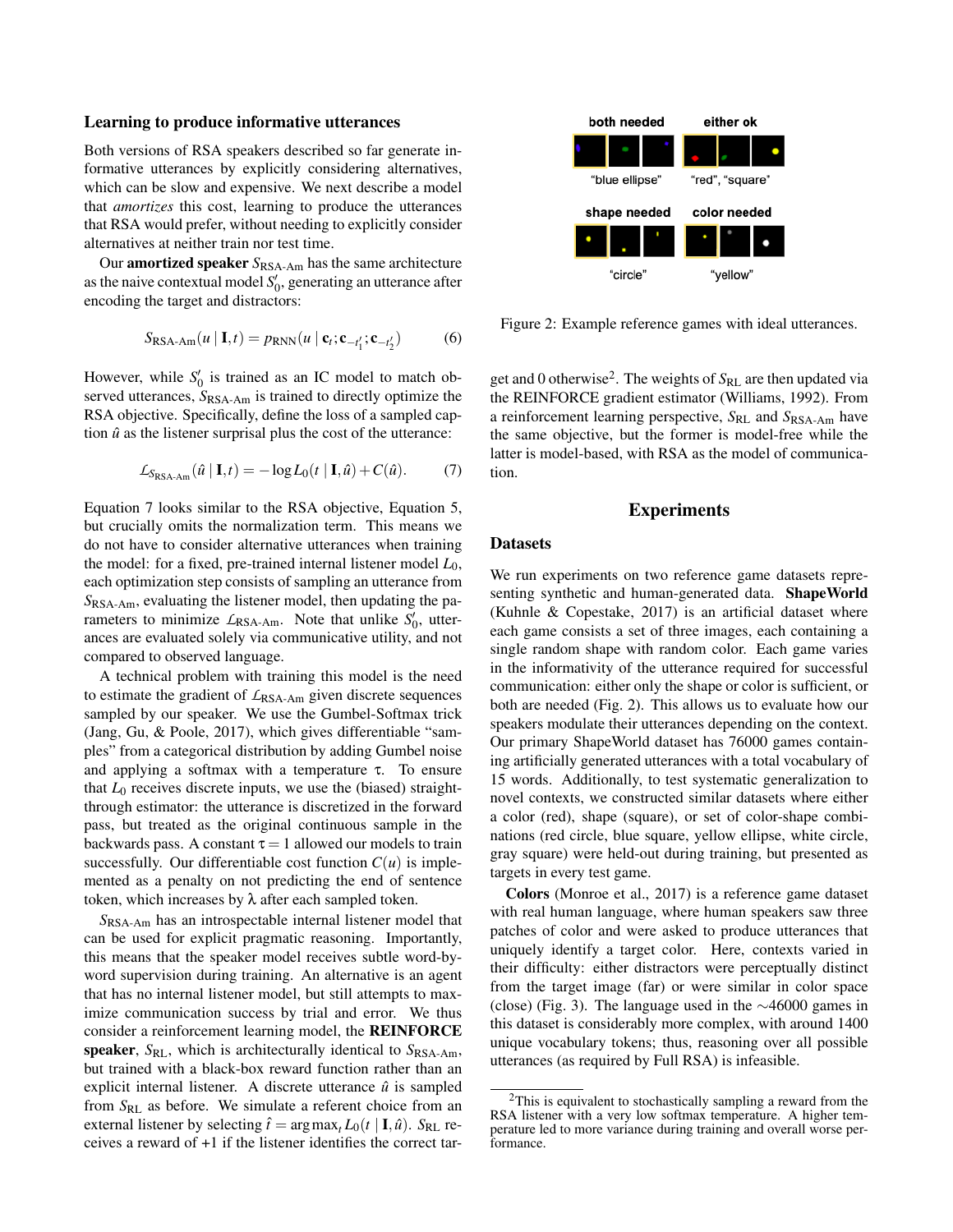### Learning to produce informative utterances

Both versions of RSA speakers described so far generate informative utterances by explicitly considering alternatives, which can be slow and expensive. We next describe a model that *amortizes* this cost, learning to produce the utterances that RSA would prefer, without needing to explicitly consider alternatives at neither train nor test time.

Our **amortized speaker** $S_{\text{RSA-Am}}$ has the same architecture as the naive contextual model $S_0'$, generating an utterance after encoding the target and distractors:

$$S_{\text{RSA-Am}}(u \mid \mathbf{I}, t) = p_{\text{RNN}}(u \mid \mathbf{c}_t; \mathbf{c}_{-t_1'}; \mathbf{c}_{-t_2'}) \tag{6}$$

However, while $S_0'$ is trained as an IC model to match observed utterances, $S_{\text{RSA-Am}}$ is trained to directly optimize the RSA objective. Specifically, define the loss of a sampled caption $\hat{u}$ as the listener surprisal plus the cost of the utterance:

$$\mathcal{L}_{S_{\text{RSA-Am}}}(\hat{u} \mid \mathbf{I}, t) = -\log L_0(t \mid \mathbf{I}, \hat{u}) + C(\hat{u}). \tag{7}$$

Equation 7 looks similar to the RSA objective, Equation 5, but crucially omits the normalization term. This means we do not have to consider alternative utterances when training the model: for a fixed, pre-trained internal listener model $L_0$, each optimization step consists of sampling an utterance from $S_{\text{RSA-Am}}$, evaluating the listener model, then updating the parameters to minimize $\mathcal{L}_{\text{RSA-Am}}$. Note that unlike $S_0'$, utterances are evaluated solely via communicative utility, and not compared to observed language.

A technical problem with training this model is the need to estimate the gradient of $\mathcal{L}_{\text{RSA-Am}}$ given discrete sequences sampled by our speaker. We use the Gumbel-Softmax trick (Jang, Gu, & Poole, 2017), which gives differentiable "samples" from a categorical distribution by adding Gumbel noise and applying a softmax with a temperature $\tau$. To ensure that $L_0$ receives discrete inputs, we use the (biased) straight-through estimator: the utterance is discretized in the forward pass, but treated as the original continuous sample in the backwards pass. A constant $\tau = 1$ allowed our models to train successfully. Our differentiable cost function $C(u)$ is implemented as a penalty on not predicting the end of sentence token, which increases by $\lambda$ after each sampled token.

$S_{\text{RSA-Am}}$ has an introspectable internal listener model that can be used for explicit pragmatic reasoning. Importantly, this means that the speaker model receives subtle word-by-word supervision during training. An alternative is an agent that has no internal listener model, but still attempts to maximize communication success by trial and error. We thus consider a reinforcement learning model, the **REINFORCE speaker**, $S_{\text{RL}}$, which is architecturally identical to $S_{\text{RSA-Am}}$, but trained with a black-box reward function rather than an explicit internal listener. A discrete utterance $\hat{u}$ is sampled from $S_{\text{RL}}$ as before. We simulate a referent choice from an external listener by selecting $\hat{t} = \arg\max_t L_0(t \mid \mathbf{I}, \hat{u})$. $S_{\text{RL}}$ receives a reward of +1 if the listener identifies the correct target and 0 otherwise[2]. The weights of $S_{\text{RL}}$ are then updated via the REINFORCE gradient estimator (Williams, 1992). From a reinforcement learning perspective, $S_{\text{RL}}$ and $S_{\text{RSA-Am}}$ have the same objective, but the former is model-free while the latter is model-based, with RSA as the model of communication.

both needed — "blue ellipse"; either ok — "red", "square"; shape needed — "circle"; color needed — "yellow"

Figure 2: Example reference games with ideal utterances.

## Experiments

### Datasets

We run experiments on two reference game datasets representing synthetic and human-generated data. **ShapeWorld** (Kuhnle & Copestake, 2017) is an artificial dataset where each game consists a set of three images, each containing a single random shape with random color. Each game varies in the informativity of the utterance required for successful communication: either only the shape or color is sufficient, or both are needed (Fig. 2). This allows us to evaluate how our speakers modulate their utterances depending on the context. Our primary ShapeWorld dataset has 76000 games containing artificially generated utterances with a total vocabulary of 15 words. Additionally, to test systematic generalization to novel contexts, we constructed similar datasets where either a color (red), shape (square), or set of color-shape combinations (red circle, blue square, yellow ellipse, white circle, gray square) were held-out during training, but presented as targets in every test game.

**Colors** (Monroe et al., 2017) is a reference game dataset with real human language, where human speakers saw three patches of color and were asked to produce utterances that uniquely identify a target color. Here, contexts varied in their difficulty: either distractors were perceptually distinct from the target image (far) or were similar in color space (close) (Fig. 3). The language used in the ~46000 games in this dataset is considerably more complex, with around 1400 unique vocabulary tokens; thus, reasoning over all possible utterances (as required by Full RSA) is infeasible.

[2] This is equivalent to stochastically sampling a reward from the RSA listener with a very low softmax temperature. A higher temperature led to more variance during training and overall worse performance.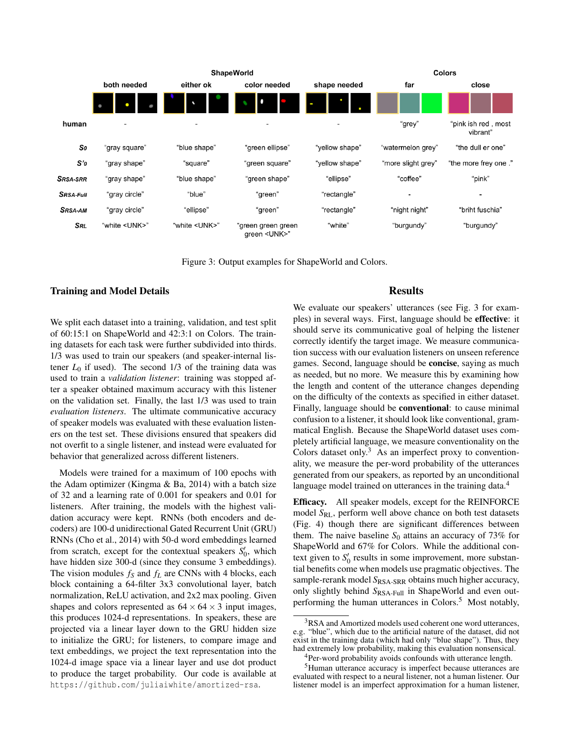| | ShapeWorld | | | | Colors | |
|---|---|---|---|---|---|---|
| | both needed | either ok | color needed | shape needed | far | close |
| human | - | - | - | - | "grey" | "pink ish red , most vibrant" |
| $S_0$ | "gray square" | "blue shape" | "green ellipse" | "yellow shape" | "watermelon grey" | "the dull er one" |
| $S'_0$ | "gray shape" | "square" | "green square" | "yellow shape" | "more slight grey" | "the more frey one ." |
| $S_{\text{RSA-SRR}}$ | "gray shape" | "blue shape" | "green shape" | "ellipse" | "coffee" | "pink" |
| $S_{\text{RSA-Full}}$ | "gray circle" | "blue" | "green" | "rectangle" | - | - |
| $S_{\text{RSA-AM}}$ | "gray circle" | "ellipse" | "green" | "rectangle" | "night night" | "briht fuschia" |
| $S_{\text{RL}}$ | "white <UNK>" | "white <UNK>" | "green green green green <UNK>" | "white" | "burgundy" | "burgundy" |

Figure 3: Output examples for ShapeWorld and Colors.

## Training and Model Details

We split each dataset into a training, validation, and test split of 60:15:1 on ShapeWorld and 42:3:1 on Colors. The training datasets for each task were further subdivided into thirds. 1/3 was used to train our speakers (and speaker-internal listener $L_0$ if used). The second 1/3 of the training data was used to train a *validation listener*: training was stopped after a speaker obtained maximum accuracy with this listener on the validation set. Finally, the last 1/3 was used to train *evaluation listeners*. The ultimate communicative accuracy of speaker models was evaluated with these evaluation listeners on the test set. These divisions ensured that speakers did not overfit to a single listener, and instead were evaluated for behavior that generalized across different listeners.

Models were trained for a maximum of 100 epochs with the Adam optimizer (Kingma & Ba, 2014) with a batch size of 32 and a learning rate of 0.001 for speakers and 0.01 for listeners. After training, the models with the highest validation accuracy were kept. RNNs (both encoders and decoders) are 100-d unidirectional Gated Recurrent Unit (GRU) RNNs (Cho et al., 2014) with 50-d word embeddings learned from scratch, except for the contextual speakers $S'_0$, which have hidden size 300-d (since they consume 3 embeddings). The vision modules $f_S$ and $f_L$ are CNNs with 4 blocks, each block containing a 64-filter 3x3 convolutional layer, batch normalization, ReLU activation, and 2x2 max pooling. Given shapes and colors represented as $64 \times 64 \times 3$ input images, this produces 1024-d representations. In speakers, these are projected via a linear layer down to the GRU hidden size to initialize the GRU; for listeners, to compare image and text embeddings, we project the text representation into the 1024-d image space via a linear layer and use dot product to produce the target probability. Our code is available at `https://github.com/juliaiwhite/amortized-rsa`.

## Results

We evaluate our speakers' utterances (see Fig. 3 for examples) in several ways. First, language should be **effective**: it should serve its communicative goal of helping the listener correctly identify the target image. We measure communication success with our evaluation listeners on unseen reference games. Second, language should be **concise**, saying as much as needed, but no more. We measure this by examining how the length and content of the utterance changes depending on the difficulty of the contexts as specified in either dataset. Finally, language should be **conventional**: to cause minimal confusion to a listener, it should look like conventional, grammatical English. Because the ShapeWorld dataset uses completely artificial language, we measure conventionality on the Colors dataset only.[3] As an imperfect proxy to conventionality, we measure the per-word probability of the utterances generated from our speakers, as reported by an unconditional language model trained on utterances in the training data.[4]

**Efficacy.** All speaker models, except for the REINFORCE model $S_{\text{RL}}$, perform well above chance on both test datasets (Fig. 4) though there are significant differences between them. The naive baseline $S_0$ attains an accuracy of 73% for ShapeWorld and 67% for Colors. While the additional context given to $S'_0$ results in some improvement, more substantial benefits come when models use pragmatic objectives. The sample-rerank model $S_{\text{RSA-SRR}}$ obtains much higher accuracy, only slightly behind $S_{\text{RSA-Full}}$ in ShapeWorld and even outperforming the human utterances in Colors.[5] Most notably,

[3] RSA and Amortized models used coherent one word utterances, e.g. "blue", which due to the artificial nature of the dataset, did not exist in the training data (which had only "blue shape"). Thus, they had extremely low probability, making this evaluation nonsensical.

[4] Per-word probability avoids confounds with utterance length.

[5] Human utterance accuracy is imperfect because utterances are evaluated with respect to a neural listener, not a human listener. Our listener model is an imperfect approximation for a human listener,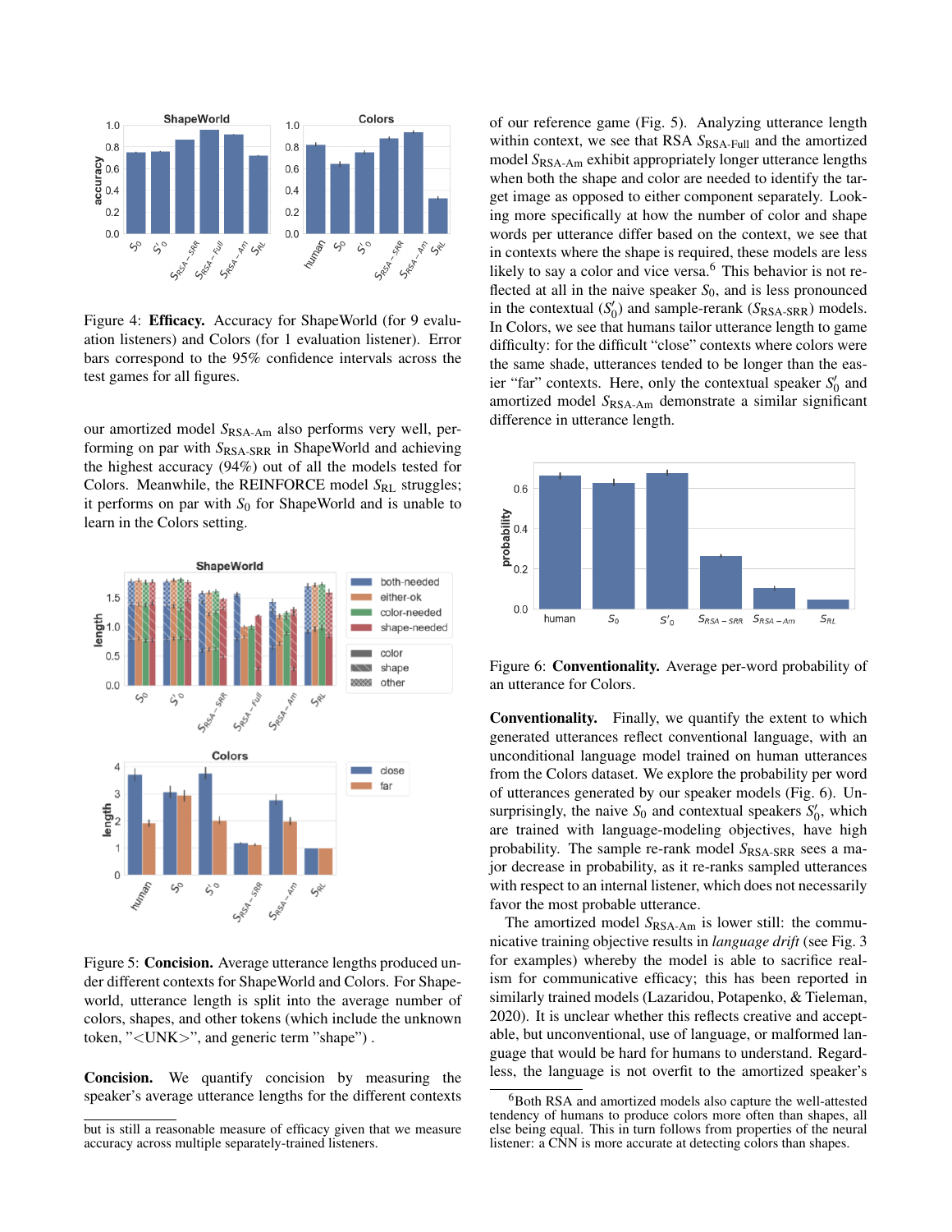Figure 4: **Efficacy.** Accuracy for ShapeWorld (for 9 evaluation listeners) and Colors (for 1 evaluation listener). Error bars correspond to the 95% confidence intervals across the test games for all figures.

our amortized model $S_{\text{RSA-Am}}$ also performs very well, performing on par with $S_{\text{RSA-SRR}}$ in ShapeWorld and achieving the highest accuracy (94%) out of all the models tested for Colors. Meanwhile, the REINFORCE model $S_{\text{RL}}$ struggles; it performs on par with $S_0$ for ShapeWorld and is unable to learn in the Colors setting.

Figure 5: **Concision.** Average utterance lengths produced under different contexts for ShapeWorld and Colors. For Shapeworld, utterance length is split into the average number of colors, shapes, and other tokens (which include the unknown token, "<UNK>", and generic term "shape") .

**Concision.** We quantify concision by measuring the speaker's average utterance lengths for the different contexts of our reference game (Fig. 5). Analyzing utterance length within context, we see that RSA $S_{\text{RSA-Full}}$ and the amortized model $S_{\text{RSA-Am}}$ exhibit appropriately longer utterance lengths when both the shape and color are needed to identify the target image as opposed to either component separately. Looking more specifically at how the number of color and shape words per utterance differ based on the context, we see that in contexts where the shape is required, these models are less likely to say a color and vice versa.[6] This behavior is not reflected at all in the naive speaker $S_0$, and is less pronounced in the contextual ($S_0'$) and sample-rerank ($S_{\text{RSA-SRR}}$) models. In Colors, we see that humans tailor utterance length to game difficulty: for the difficult "close" contexts where colors were the same shade, utterances tended to be longer than the easier "far" contexts. Here, only the contextual speaker $S_0'$ and amortized model $S_{\text{RSA-Am}}$ demonstrate a similar significant difference in utterance length.

Figure 6: **Conventionality.** Average per-word probability of an utterance for Colors.

**Conventionality.** Finally, we quantify the extent to which generated utterances reflect conventional language, with an unconditional language model trained on human utterances from the Colors dataset. We explore the probability per word of utterances generated by our speaker models (Fig. 6). Unsurprisingly, the naive $S_0$ and contextual speakers $S_0'$, which are trained with language-modeling objectives, have high probability. The sample re-rank model $S_{\text{RSA-SRR}}$ sees a major decrease in probability, as it re-ranks sampled utterances with respect to an internal listener, which does not necessarily favor the most probable utterance.

The amortized model $S_{\text{RSA-Am}}$ is lower still: the communicative training objective results in *language drift* (see Fig. 3 for examples) whereby the model is able to sacrifice realism for communicative efficacy; this has been reported in similarly trained models (Lazaridou, Potapenko, & Tieleman, 2020). It is unclear whether this reflects creative and acceptable, but unconventional, use of language, or malformed language that would be hard for humans to understand. Regardless, the language is not overfit to the amortized speaker's

but is still a reasonable measure of efficacy given that we measure accuracy across multiple separately-trained listeners.

[6] Both RSA and amortized models also capture the well-attested tendency of humans to produce colors more often than shapes, all else being equal. This in turn follows from properties of the neural listener: a CNN is more accurate at detecting colors than shapes.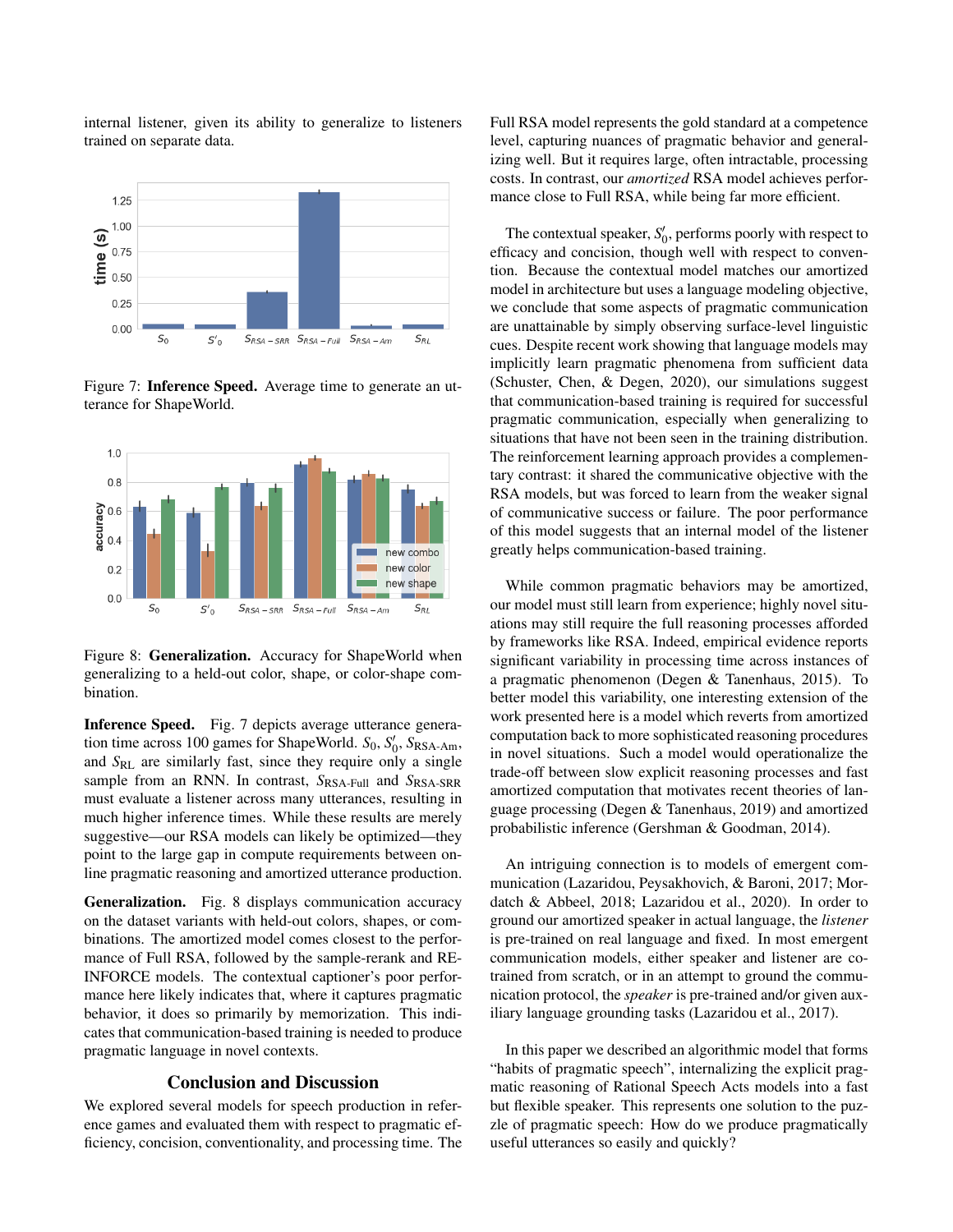internal listener, given its ability to generalize to listeners trained on separate data.

Figure 7: **Inference Speed.** Average time to generate an utterance for ShapeWorld.

Figure 8: **Generalization.** Accuracy for ShapeWorld when generalizing to a held-out color, shape, or color-shape combination.

**Inference Speed.** Fig. 7 depicts average utterance generation time across 100 games for ShapeWorld. $S_0$, $S_0'$, $S_{\text{RSA-Am}}$, and $S_{\text{RL}}$ are similarly fast, since they require only a single sample from an RNN. In contrast, $S_{\text{RSA-Full}}$ and $S_{\text{RSA-SRR}}$ must evaluate a listener across many utterances, resulting in much higher inference times. While these results are merely suggestive—our RSA models can likely be optimized—they point to the large gap in compute requirements between online pragmatic reasoning and amortized utterance production.

**Generalization.** Fig. 8 displays communication accuracy on the dataset variants with held-out colors, shapes, or combinations. The amortized model comes closest to the performance of Full RSA, followed by the sample-rerank and REINFORCE models. The contextual captioner's poor performance here likely indicates that, where it captures pragmatic behavior, it does so primarily by memorization. This indicates that communication-based training is needed to produce pragmatic language in novel contexts.

## Conclusion and Discussion

We explored several models for speech production in reference games and evaluated them with respect to pragmatic efficiency, concision, conventionality, and processing time. The Full RSA model represents the gold standard at a competence level, capturing nuances of pragmatic behavior and generalizing well. But it requires large, often intractable, processing costs. In contrast, our *amortized* RSA model achieves performance close to Full RSA, while being far more efficient.

The contextual speaker, $S_0'$, performs poorly with respect to efficacy and concision, though well with respect to convention. Because the contextual model matches our amortized model in architecture but uses a language modeling objective, we conclude that some aspects of pragmatic communication are unattainable by simply observing surface-level linguistic cues. Despite recent work showing that language models may implicitly learn pragmatic phenomena from sufficient data (Schuster, Chen, & Degen, 2020), our simulations suggest that communication-based training is required for successful pragmatic communication, especially when generalizing to situations that have not been seen in the training distribution. The reinforcement learning approach provides a complementary contrast: it shared the communicative objective with the RSA models, but was forced to learn from the weaker signal of communicative success or failure. The poor performance of this model suggests that an internal model of the listener greatly helps communication-based training.

While common pragmatic behaviors may be amortized, our model must still learn from experience; highly novel situations may still require the full reasoning processes afforded by frameworks like RSA. Indeed, empirical evidence reports significant variability in processing time across instances of a pragmatic phenomenon (Degen & Tanenhaus, 2015). To better model this variability, one interesting extension of the work presented here is a model which reverts from amortized computation back to more sophisticated reasoning procedures in novel situations. Such a model would operationalize the trade-off between slow explicit reasoning processes and fast amortized computation that motivates recent theories of language processing (Degen & Tanenhaus, 2019) and amortized probabilistic inference (Gershman & Goodman, 2014).

An intriguing connection is to models of emergent communication (Lazaridou, Peysakhovich, & Baroni, 2017; Mordatch & Abbeel, 2018; Lazaridou et al., 2020). In order to ground our amortized speaker in actual language, the *listener* is pre-trained on real language and fixed. In most emergent communication models, either speaker and listener are co-trained from scratch, or in an attempt to ground the communication protocol, the *speaker* is pre-trained and/or given auxiliary language grounding tasks (Lazaridou et al., 2017).

In this paper we described an algorithmic model that forms "habits of pragmatic speech", internalizing the explicit pragmatic reasoning of Rational Speech Acts models into a fast but flexible speaker. This represents one solution to the puzzle of pragmatic speech: How do we produce pragmatically useful utterances so easily and quickly?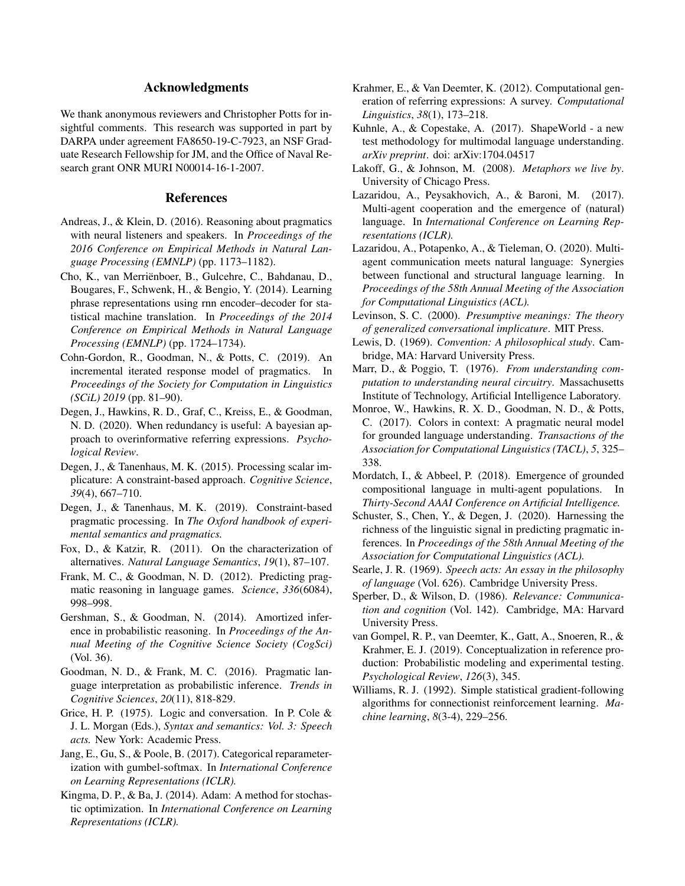## Acknowledgments

We thank anonymous reviewers and Christopher Potts for insightful comments. This research was supported in part by DARPA under agreement FA8650-19-C-7923, an NSF Graduate Research Fellowship for JM, and the Office of Naval Research grant ONR MURI N00014-16-1-2007.

## References

Andreas, J., & Klein, D. (2016). Reasoning about pragmatics with neural listeners and speakers. In *Proceedings of the 2016 Conference on Empirical Methods in Natural Language Processing (EMNLP)* (pp. 1173–1182).

Cho, K., van Merriënboer, B., Gulcehre, C., Bahdanau, D., Bougares, F., Schwenk, H., & Bengio, Y. (2014). Learning phrase representations using rnn encoder–decoder for statistical machine translation. In *Proceedings of the 2014 Conference on Empirical Methods in Natural Language Processing (EMNLP)* (pp. 1724–1734).

Cohn-Gordon, R., Goodman, N., & Potts, C. (2019). An incremental iterated response model of pragmatics. In *Proceedings of the Society for Computation in Linguistics (SCiL) 2019* (pp. 81–90).

Degen, J., Hawkins, R. D., Graf, C., Kreiss, E., & Goodman, N. D. (2020). When redundancy is useful: A bayesian approach to overinformative referring expressions. *Psychological Review*.

Degen, J., & Tanenhaus, M. K. (2015). Processing scalar implicature: A constraint-based approach. *Cognitive Science*, *39*(4), 667–710.

Degen, J., & Tanenhaus, M. K. (2019). Constraint-based pragmatic processing. In *The Oxford handbook of experimental semantics and pragmatics.*

Fox, D., & Katzir, R. (2011). On the characterization of alternatives. *Natural Language Semantics*, *19*(1), 87–107.

Frank, M. C., & Goodman, N. D. (2012). Predicting pragmatic reasoning in language games. *Science*, *336*(6084), 998–998.

Gershman, S., & Goodman, N. (2014). Amortized inference in probabilistic reasoning. In *Proceedings of the Annual Meeting of the Cognitive Science Society (CogSci)* (Vol. 36).

Goodman, N. D., & Frank, M. C. (2016). Pragmatic language interpretation as probabilistic inference. *Trends in Cognitive Sciences*, *20*(11), 818-829.

Grice, H. P. (1975). Logic and conversation. In P. Cole & J. L. Morgan (Eds.), *Syntax and semantics: Vol. 3: Speech acts.* New York: Academic Press.

Jang, E., Gu, S., & Poole, B. (2017). Categorical reparameterization with gumbel-softmax. In *International Conference on Learning Representations (ICLR).*

Kingma, D. P., & Ba, J. (2014). Adam: A method for stochastic optimization. In *International Conference on Learning Representations (ICLR).*

Krahmer, E., & Van Deemter, K. (2012). Computational generation of referring expressions: A survey. *Computational Linguistics*, *38*(1), 173–218.

Kuhnle, A., & Copestake, A. (2017). ShapeWorld - a new test methodology for multimodal language understanding. *arXiv preprint*. doi: arXiv:1704.04517

Lakoff, G., & Johnson, M. (2008). *Metaphors we live by*. University of Chicago Press.

Lazaridou, A., Peysakhovich, A., & Baroni, M. (2017). Multi-agent cooperation and the emergence of (natural) language. In *International Conference on Learning Representations (ICLR).*

Lazaridou, A., Potapenko, A., & Tieleman, O. (2020). Multi-agent communication meets natural language: Synergies between functional and structural language learning. In *Proceedings of the 58th Annual Meeting of the Association for Computational Linguistics (ACL).*

Levinson, S. C. (2000). *Presumptive meanings: The theory of generalized conversational implicature*. MIT Press.

Lewis, D. (1969). *Convention: A philosophical study*. Cambridge, MA: Harvard University Press.

Marr, D., & Poggio, T. (1976). *From understanding computation to understanding neural circuitry*. Massachusetts Institute of Technology, Artificial Intelligence Laboratory.

Monroe, W., Hawkins, R. X. D., Goodman, N. D., & Potts, C. (2017). Colors in context: A pragmatic neural model for grounded language understanding. *Transactions of the Association for Computational Linguistics (TACL)*, *5*, 325–338.

Mordatch, I., & Abbeel, P. (2018). Emergence of grounded compositional language in multi-agent populations. In *Thirty-Second AAAI Conference on Artificial Intelligence.*

Schuster, S., Chen, Y., & Degen, J. (2020). Harnessing the richness of the linguistic signal in predicting pragmatic inferences. In *Proceedings of the 58th Annual Meeting of the Association for Computational Linguistics (ACL).*

Searle, J. R. (1969). *Speech acts: An essay in the philosophy of language* (Vol. 626). Cambridge University Press.

Sperber, D., & Wilson, D. (1986). *Relevance: Communication and cognition* (Vol. 142). Cambridge, MA: Harvard University Press.

van Gompel, R. P., van Deemter, K., Gatt, A., Snoeren, R., & Krahmer, E. J. (2019). Conceptualization in reference production: Probabilistic modeling and experimental testing. *Psychological Review*, *126*(3), 345.

Williams, R. J. (1992). Simple statistical gradient-following algorithms for connectionist reinforcement learning. *Machine learning*, *8*(3-4), 229–256.